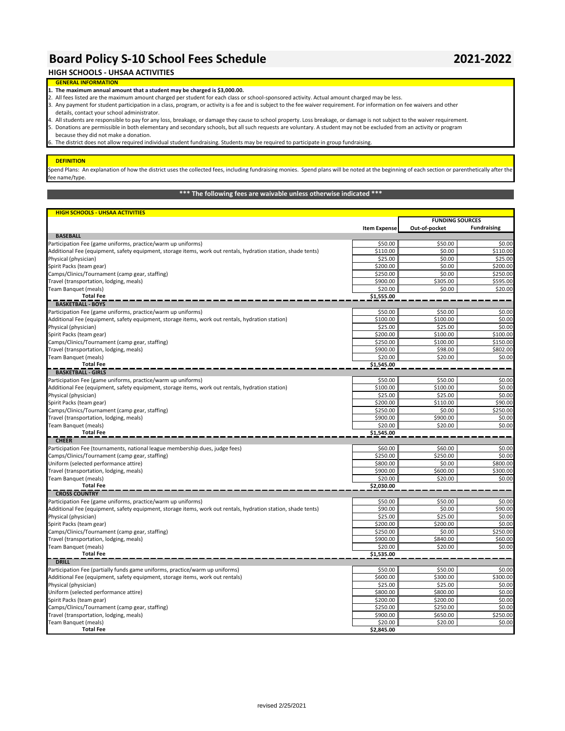# Board Policy S-10 School Fees Schedule

**2021-2022**

## HIGH SCHOOLS - UHSAA ACTIVITIES

### GENERAL INFORMATION

1. **The maximum annual amount that a student may be charged is $3,000.00.**
2. All fees listed are the maximum amount charged per student for each class or school-sponsored activity. Actual amount charged may be less.
3. Any payment for student participation in a class, program, or activity is a fee and is subject to the fee waiver requirement. For information on fee waivers and other details, contact your school administrator.
4. All students are responsible to pay for any loss, breakage, or damage they cause to school property. Loss breakage, or damage is not subject to the waiver requirement.
5. Donations are permissible in both elementary and secondary schools, but all such requests are voluntary. A student may not be excluded from an activity or program because they did not make a donation.
6. The district does not allow required individual student fundraising. Students may be required to participate in group fundraising.

### DEFINITION

Spend Plans: An explanation of how the district uses the collected fees, including fundraising monies. Spend plans will be noted at the beginning of each section or parenthetically after the fee name/type.

**\*\*\* The following fees are waivable unless otherwise indicated \*\*\***

### HIGH SCHOOLS - UHSAA ACTIVITIES

| | | FUNDING SOURCES | |
|---|---|---|---|
| | Item Expense | Out-of-pocket | Fundraising |
| **BASEBALL** | | | |
| Participation Fee (game uniforms, practice/warm up uniforms) | $50.00 | $50.00 | $0.00 |
| Additional Fee (equipment, safety equipment, storage items, work out rentals, hydration station, shade tents) | $110.00 | $0.00 | $110.00 |
| Physical (physician) | $25.00 | $0.00 | $25.00 |
| Spirit Packs (team gear) | $200.00 | $0.00 | $200.00 |
| Camps/Clinics/Tournament (camp gear, staffing) | $250.00 | $0.00 | $250.00 |
| Travel (transportation, lodging, meals) | $900.00 | $305.00 | $595.00 |
| Team Banquet (meals) | $20.00 | $0.00 | $20.00 |
| **Total Fee** | **$1,555.00** | | |
| **BASKETBALL - BOYS** | | | |
| Participation Fee (game uniforms, practice/warm up uniforms) | $50.00 | $50.00 | $0.00 |
| Additional Fee (equipment, safety equipment, storage items, work out rentals, hydration station) | $100.00 | $100.00 | $0.00 |
| Physical (physician) | $25.00 | $25.00 | $0.00 |
| Spirit Packs (team gear) | $200.00 | $100.00 | $100.00 |
| Camps/Clinics/Tournament (camp gear, staffing) | $250.00 | $100.00 | $150.00 |
| Travel (transportation, lodging, meals) | $900.00 | $98.00 | $802.00 |
| Team Banquet (meals) | $20.00 | $20.00 | $0.00 |
| **Total Fee** | **$1,545.00** | | |
| **BASKETBALL - GIRLS** | | | |
| Participation Fee (game uniforms, practice/warm up uniforms) | $50.00 | $50.00 | $0.00 |
| Additional Fee (equipment, safety equipment, storage items, work out rentals, hydration station) | $100.00 | $100.00 | $0.00 |
| Physical (physician) | $25.00 | $25.00 | $0.00 |
| Spirit Packs (team gear) | $200.00 | $110.00 | $90.00 |
| Camps/Clinics/Tournament (camp gear, staffing) | $250.00 | $0.00 | $250.00 |
| Travel (transportation, lodging, meals) | $900.00 | $900.00 | $0.00 |
| Team Banquet (meals) | $20.00 | $20.00 | $0.00 |
| **Total Fee** | **$1,545.00** | | |
| **CHEER** | | | |
| Participation Fee (tournaments, national league membership dues, judge fees) | $60.00 | $60.00 | $0.00 |
| Camps/Clinics/Tournament (camp gear, staffing) | $250.00 | $250.00 | $0.00 |
| Uniform (selected performance attire) | $800.00 | $0.00 | $800.00 |
| Travel (transportation, lodging, meals) | $900.00 | $600.00 | $300.00 |
| Team Banquet (meals) | $20.00 | $20.00 | $0.00 |
| **Total Fee** | **$2,030.00** | | |
| **CROSS COUNTRY** | | | |
| Participation Fee (game uniforms, practice/warm up uniforms) | $50.00 | $50.00 | $0.00 |
| Additional Fee (equipment, safety equipment, storage items, work out rentals, hydration station, shade tents) | $90.00 | $0.00 | $90.00 |
| Physical (physician) | $25.00 | $25.00 | $0.00 |
| Spirit Packs (team gear) | $200.00 | $200.00 | $0.00 |
| Camps/Clinics/Tournament (camp gear, staffing) | $250.00 | $0.00 | $250.00 |
| Travel (transportation, lodging, meals) | $900.00 | $840.00 | $60.00 |
| Team Banquet (meals) | $20.00 | $20.00 | $0.00 |
| **Total Fee** | **$1,535.00** | | |
| **DRILL** | | | |
| Participation Fee (partially funds game uniforms, practice/warm up uniforms) | $50.00 | $50.00 | $0.00 |
| Additional Fee (equipment, safety equipment, storage items, work out rentals) | $600.00 | $300.00 | $300.00 |
| Physical (physician) | $25.00 | $25.00 | $0.00 |
| Uniform (selected performance attire) | $800.00 | $800.00 | $0.00 |
| Spirit Packs (team gear) | $200.00 | $200.00 | $0.00 |
| Camps/Clinics/Tournament (camp gear, staffing) | $250.00 | $250.00 | $0.00 |
| Travel (transportation, lodging, meals) | $900.00 | $650.00 | $250.00 |
| Team Banquet (meals) | $20.00 | $20.00 | $0.00 |
| **Total Fee** | **$2,845.00** | | |

revised 2/25/2021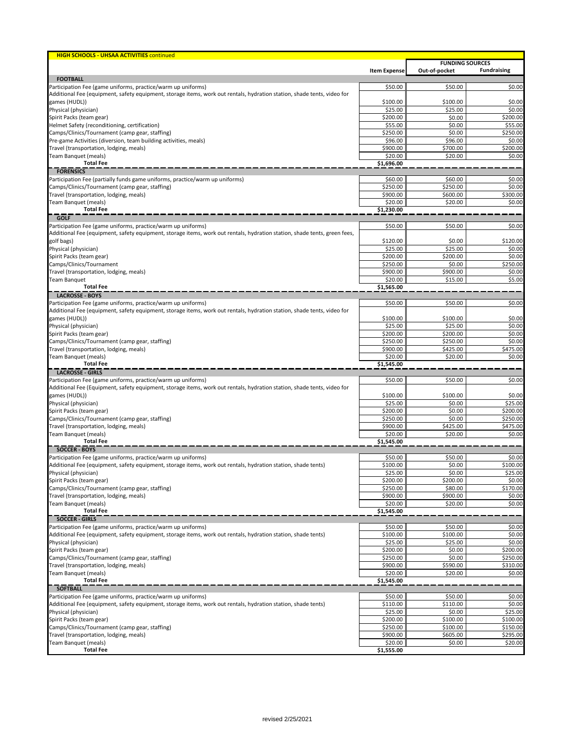| HIGH SCHOOLS - UHSAA ACTIVITIES continued | | | |
|---|---|---|---|
| | | FUNDING SOURCES | |
| | Item Expense | Out-of-pocket | Fundraising |
| **FOOTBALL** | | | |
| Participation Fee (game uniforms, practice/warm up uniforms) | $50.00 | $50.00 | $0.00 |
| Additional Fee (equipment, safety equipment, storage items, work out rentals, hydration station, shade tents, video for games (HUDL)) | $100.00 | $100.00 | $0.00 |
| Physical (physician) | $25.00 | $25.00 | $0.00 |
| Spirit Packs (team gear) | $200.00 | $0.00 | $200.00 |
| Helmet Safety (reconditioning, certification) | $55.00 | $0.00 | $55.00 |
| Camps/Clinics/Tournament (camp gear, staffing) | $250.00 | $0.00 | $250.00 |
| Pre-game Activities (diversion, team building activities, meals) | $96.00 | $96.00 | $0.00 |
| Travel (transportation, lodging, meals) | $900.00 | $700.00 | $200.00 |
| Team Banquet (meals) | $20.00 | $20.00 | $0.00 |
| **Total Fee** | $1,696.00 | | |
| **FORENSICS** | | | |
| Participation Fee (partially funds game uniforms, practice/warm up uniforms) | $60.00 | $60.00 | $0.00 |
| Camps/Clinics/Tournament (camp gear, staffing) | $250.00 | $250.00 | $0.00 |
| Travel (transportation, lodging, meals) | $900.00 | $600.00 | $300.00 |
| Team Banquet (meals) | $20.00 | $20.00 | $0.00 |
| **Total Fee** | $1,230.00 | | |
| **GOLF** | | | |
| Participation Fee (game uniforms, practice/warm up uniforms) | $50.00 | $50.00 | $0.00 |
| Additional Fee (equipment, safety equipment, storage items, work out rentals, hydration station, shade tents, green fees, golf bags) | $120.00 | $0.00 | $120.00 |
| Physical (physician) | $25.00 | $25.00 | $0.00 |
| Spirit Packs (team gear) | $200.00 | $200.00 | $0.00 |
| Camps/Clinics/Tournament | $250.00 | $0.00 | $250.00 |
| Travel (transportation, lodging, meals) | $900.00 | $900.00 | $0.00 |
| Team Banquet | $20.00 | $15.00 | $5.00 |
| **Total Fee** | $1,565.00 | | |
| **LACROSSE - BOYS** | | | |
| Participation Fee (game uniforms, practice/warm up uniforms) | $50.00 | $50.00 | $0.00 |
| Additional Fee (equipment, safety equipment, storage items, work out rentals, hydration station, shade tents, video for games (HUDL)) | $100.00 | $100.00 | $0.00 |
| Physical (physician) | $25.00 | $25.00 | $0.00 |
| Spirit Packs (team gear) | $200.00 | $200.00 | $0.00 |
| Camps/Clinics/Tournament (camp gear, staffing) | $250.00 | $250.00 | $0.00 |
| Travel (transportation, lodging, meals) | $900.00 | $425.00 | $475.00 |
| Team Banquet (meals) | $20.00 | $20.00 | $0.00 |
| **Total Fee** | $1,545.00 | | |
| **LACROSSE - GIRLS** | | | |
| Participation Fee (game uniforms, practice/warm up uniforms) | $50.00 | $50.00 | $0.00 |
| Additional Fee (Equipment, safety equipment, storage items, work out rentals, hydration station, shade tents, video for games (HUDL)) | $100.00 | $100.00 | $0.00 |
| Physical (physician) | $25.00 | $0.00 | $25.00 |
| Spirit Packs (team gear) | $200.00 | $0.00 | $200.00 |
| Camps/Clinics/Tournament (camp gear, staffing) | $250.00 | $0.00 | $250.00 |
| Travel (transportation, lodging, meals) | $900.00 | $425.00 | $475.00 |
| Team Banquet (meals) | $20.00 | $20.00 | $0.00 |
| **Total Fee** | $1,545.00 | | |
| **SOCCER - BOYS** | | | |
| Participation Fee (game uniforms, practice/warm up uniforms) | $50.00 | $50.00 | $0.00 |
| Additional Fee (equipment, safety equipment, storage items, work out rentals, hydration station, shade tents) | $100.00 | $0.00 | $100.00 |
| Physical (physician) | $25.00 | $0.00 | $25.00 |
| Spirit Packs (team gear) | $200.00 | $200.00 | $0.00 |
| Camps/Clinics/Tournament (camp gear, staffing) | $250.00 | $80.00 | $170.00 |
| Travel (transportation, lodging, meals) | $900.00 | $900.00 | $0.00 |
| Team Banquet (meals) | $20.00 | $20.00 | $0.00 |
| **Total Fee** | $1,545.00 | | |
| **SOCCER - GIRLS** | | | |
| Participation Fee (game uniforms, practice/warm up uniforms) | $50.00 | $50.00 | $0.00 |
| Additional Fee (equipment, safety equipment, storage items, work out rentals, hydration station, shade tents) | $100.00 | $100.00 | $0.00 |
| Physical (physician) | $25.00 | $25.00 | $0.00 |
| Spirit Packs (team gear) | $200.00 | $0.00 | $200.00 |
| Camps/Clinics/Tournament (camp gear, staffing) | $250.00 | $0.00 | $250.00 |
| Travel (transportation, lodging, meals) | $900.00 | $590.00 | $310.00 |
| Team Banquet (meals) | $20.00 | $20.00 | $0.00 |
| **Total Fee** | $1,545.00 | | |
| **SOFTBALL** | | | |
| Participation Fee (game uniforms, practice/warm up uniforms) | $50.00 | $50.00 | $0.00 |
| Additional Fee (equipment, safety equipment, storage items, work out rentals, hydration station, shade tents) | $110.00 | $110.00 | $0.00 |
| Physical (physician) | $25.00 | $0.00 | $25.00 |
| Spirit Packs (team gear) | $200.00 | $100.00 | $100.00 |
| Camps/Clinics/Tournament (camp gear, staffing) | $250.00 | $100.00 | $150.00 |
| Travel (transportation, lodging, meals) | $900.00 | $605.00 | $295.00 |
| Team Banquet (meals) | $20.00 | $0.00 | $20.00 |
| **Total Fee** | $1,555.00 | | |

revised 2/25/2021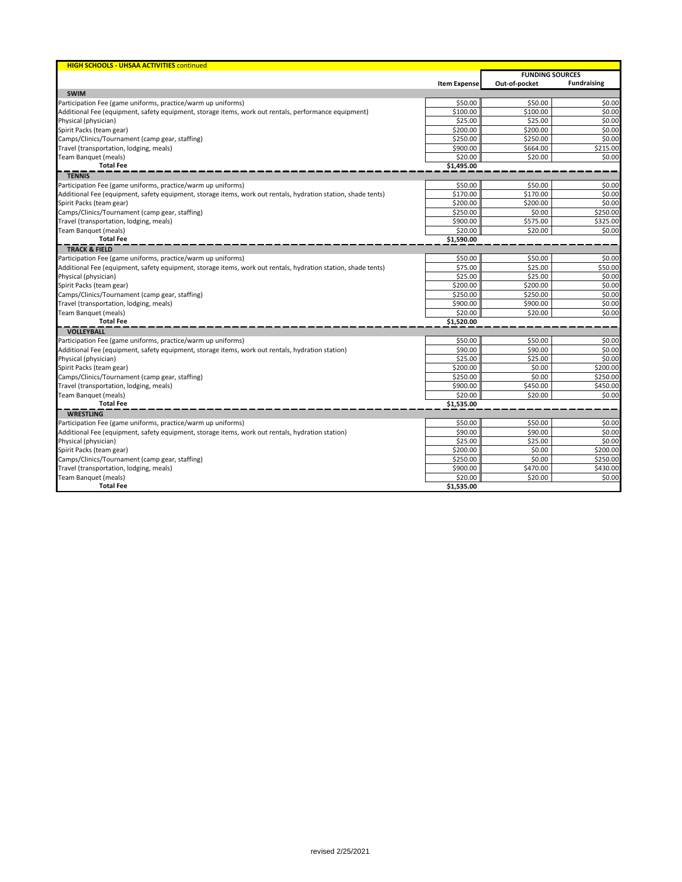| HIGH SCHOOLS - UHSAA ACTIVITIES continued | | | |
|---|---|---|---|
| | | FUNDING SOURCES | |
| | Item Expense | Out-of-pocket | Fundraising |
| **SWIM** | | | |
| Participation Fee (game uniforms, practice/warm up uniforms) | $50.00 | $50.00 | $0.00 |
| Additional Fee (equipment, safety equipment, storage items, work out rentals, performance equipment) | $100.00 | $100.00 | $0.00 |
| Physical (physician) | $25.00 | $25.00 | $0.00 |
| Spirit Packs (team gear) | $200.00 | $200.00 | $0.00 |
| Camps/Clinics/Tournament (camp gear, staffing) | $250.00 | $250.00 | $0.00 |
| Travel (transportation, lodging, meals) | $900.00 | $664.00 | $215.00 |
| Team Banquet (meals) | $20.00 | $20.00 | $0.00 |
| **Total Fee** | **$1,495.00** | | |
| **TENNIS** | | | |
| Participation Fee (game uniforms, practice/warm up uniforms) | $50.00 | $50.00 | $0.00 |
| Additional Fee (equipment, safety equipment, storage items, work out rentals, hydration station, shade tents) | $170.00 | $170.00 | $0.00 |
| Spirit Packs (team gear) | $200.00 | $200.00 | $0.00 |
| Camps/Clinics/Tournament (camp gear, staffing) | $250.00 | $0.00 | $250.00 |
| Travel (transportation, lodging, meals) | $900.00 | $575.00 | $325.00 |
| Team Banquet (meals) | $20.00 | $20.00 | $0.00 |
| **Total Fee** | **$1,590.00** | | |
| **TRACK & FIELD** | | | |
| Participation Fee (game uniforms, practice/warm up uniforms) | $50.00 | $50.00 | $0.00 |
| Additional Fee (equipment, safety equipment, storage items, work out rentals, hydration station, shade tents) | $75.00 | $25.00 | $50.00 |
| Physical (physician) | $25.00 | $25.00 | $0.00 |
| Spirit Packs (team gear) | $200.00 | $200.00 | $0.00 |
| Camps/Clinics/Tournament (camp gear, staffing) | $250.00 | $250.00 | $0.00 |
| Travel (transportation, lodging, meals) | $900.00 | $900.00 | $0.00 |
| Team Banquet (meals) | $20.00 | $20.00 | $0.00 |
| **Total Fee** | **$1,520.00** | | |
| **VOLLEYBALL** | | | |
| Participation Fee (game uniforms, practice/warm up uniforms) | $50.00 | $50.00 | $0.00 |
| Additional Fee (equipment, safety equipment, storage items, work out rentals, hydration station) | $90.00 | $90.00 | $0.00 |
| Physical (physician) | $25.00 | $25.00 | $0.00 |
| Spirit Packs (team gear) | $200.00 | $0.00 | $200.00 |
| Camps/Clinics/Tournament (camp gear, staffing) | $250.00 | $0.00 | $250.00 |
| Travel (transportation, lodging, meals) | $900.00 | $450.00 | $450.00 |
| Team Banquet (meals) | $20.00 | $20.00 | $0.00 |
| **Total Fee** | **$1,535.00** | | |
| **WRESTLING** | | | |
| Participation Fee (game uniforms, practice/warm up uniforms) | $50.00 | $50.00 | $0.00 |
| Additional Fee (equipment, safety equipment, storage items, work out rentals, hydration station) | $90.00 | $90.00 | $0.00 |
| Physical (physician) | $25.00 | $25.00 | $0.00 |
| Spirit Packs (team gear) | $200.00 | $0.00 | $200.00 |
| Camps/Clinics/Tournament (camp gear, staffing) | $250.00 | $0.00 | $250.00 |
| Travel (transportation, lodging, meals) | $900.00 | $470.00 | $430.00 |
| Team Banquet (meals) | $20.00 | $20.00 | $0.00 |
| **Total Fee** | **$1,535.00** | | |

revised 2/25/2021